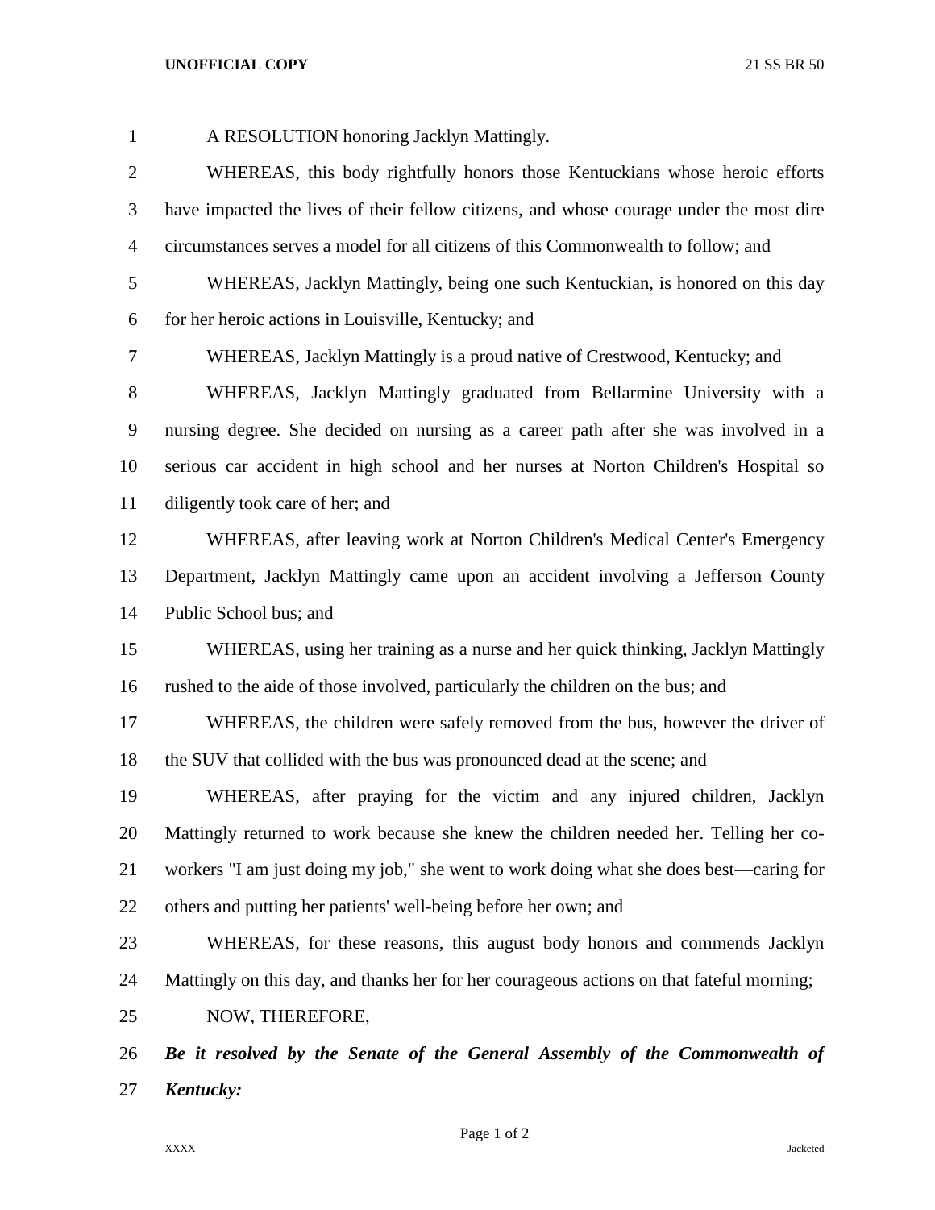A RESOLUTION honoring Jacklyn Mattingly.

WHEREAS, this body rightfully honors those Kentuckians whose heroic efforts have impacted the lives of their fellow citizens, and whose courage under the most dire circumstances serves a model for all citizens of this Commonwealth to follow; and

WHEREAS, Jacklyn Mattingly, being one such Kentuckian, is honored on this day for her heroic actions in Louisville, Kentucky; and

WHEREAS, Jacklyn Mattingly is a proud native of Crestwood, Kentucky; and

WHEREAS, Jacklyn Mattingly graduated from Bellarmine University with a nursing degree. She decided on nursing as a career path after she was involved in a serious car accident in high school and her nurses at Norton Children's Hospital so diligently took care of her; and

WHEREAS, after leaving work at Norton Children's Medical Center's Emergency Department, Jacklyn Mattingly came upon an accident involving a Jefferson County Public School bus; and

WHEREAS, using her training as a nurse and her quick thinking, Jacklyn Mattingly rushed to the aide of those involved, particularly the children on the bus; and

WHEREAS, the children were safely removed from the bus, however the driver of the SUV that collided with the bus was pronounced dead at the scene; and

WHEREAS, after praying for the victim and any injured children, Jacklyn Mattingly returned to work because she knew the children needed her. Telling her co-workers "I am just doing my job," she went to work doing what she does best—caring for others and putting her patients' well-being before her own; and

WHEREAS, for these reasons, this august body honors and commends Jacklyn Mattingly on this day, and thanks her for her courageous actions on that fateful morning;

NOW, THEREFORE,

***Be it resolved by the Senate of the General Assembly of the Commonwealth of Kentucky:***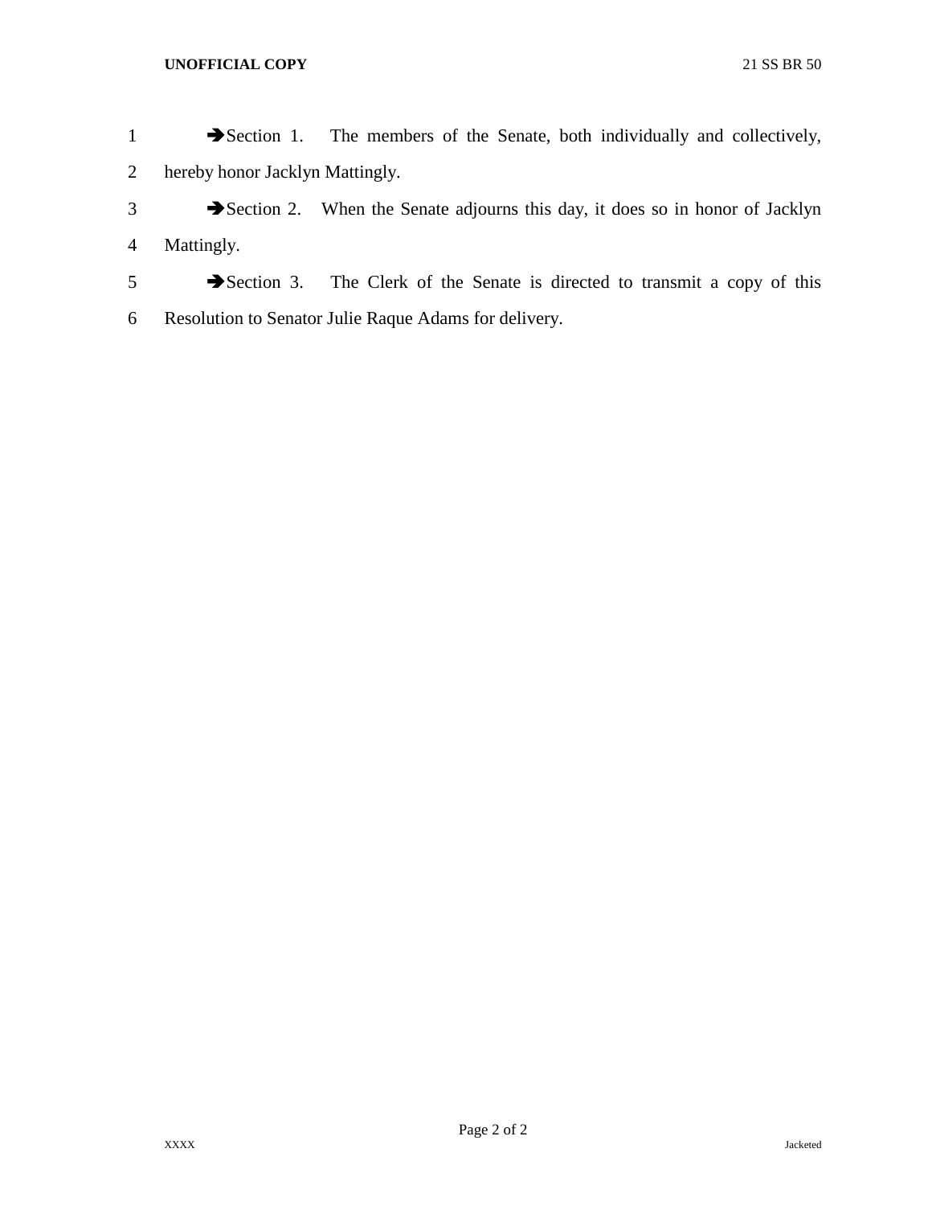➔Section 1. The members of the Senate, both individually and collectively, hereby honor Jacklyn Mattingly.

➔Section 2. When the Senate adjourns this day, it does so in honor of Jacklyn Mattingly.

➔Section 3. The Clerk of the Senate is directed to transmit a copy of this Resolution to Senator Julie Raque Adams for delivery.